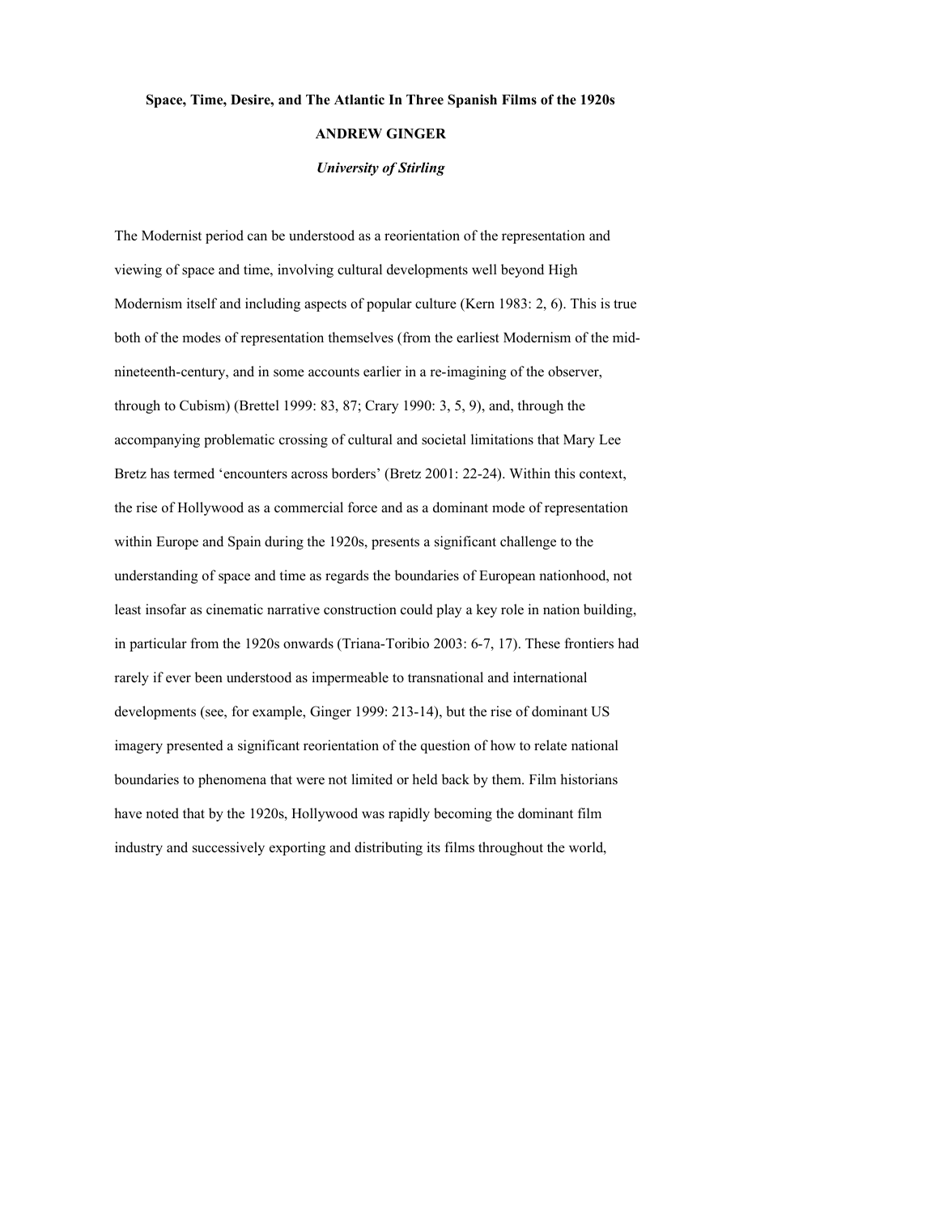# Space, Time, Desire, and The Atlantic In Three Spanish Films of the 1920s

**ANDREW GINGER**

***University of Stirling***

The Modernist period can be understood as a reorientation of the representation and viewing of space and time, involving cultural developments well beyond High Modernism itself and including aspects of popular culture (Kern 1983: 2, 6). This is true both of the modes of representation themselves (from the earliest Modernism of the mid-nineteenth-century, and in some accounts earlier in a re-imagining of the observer, through to Cubism) (Brettel 1999: 83, 87; Crary 1990: 3, 5, 9), and, through the accompanying problematic crossing of cultural and societal limitations that Mary Lee Bretz has termed 'encounters across borders' (Bretz 2001: 22-24). Within this context, the rise of Hollywood as a commercial force and as a dominant mode of representation within Europe and Spain during the 1920s, presents a significant challenge to the understanding of space and time as regards the boundaries of European nationhood, not least insofar as cinematic narrative construction could play a key role in nation building, in particular from the 1920s onwards (Triana-Toribio 2003: 6-7, 17). These frontiers had rarely if ever been understood as impermeable to transnational and international developments (see, for example, Ginger 1999: 213-14), but the rise of dominant US imagery presented a significant reorientation of the question of how to relate national boundaries to phenomena that were not limited or held back by them. Film historians have noted that by the 1920s, Hollywood was rapidly becoming the dominant film industry and successively exporting and distributing its films throughout the world,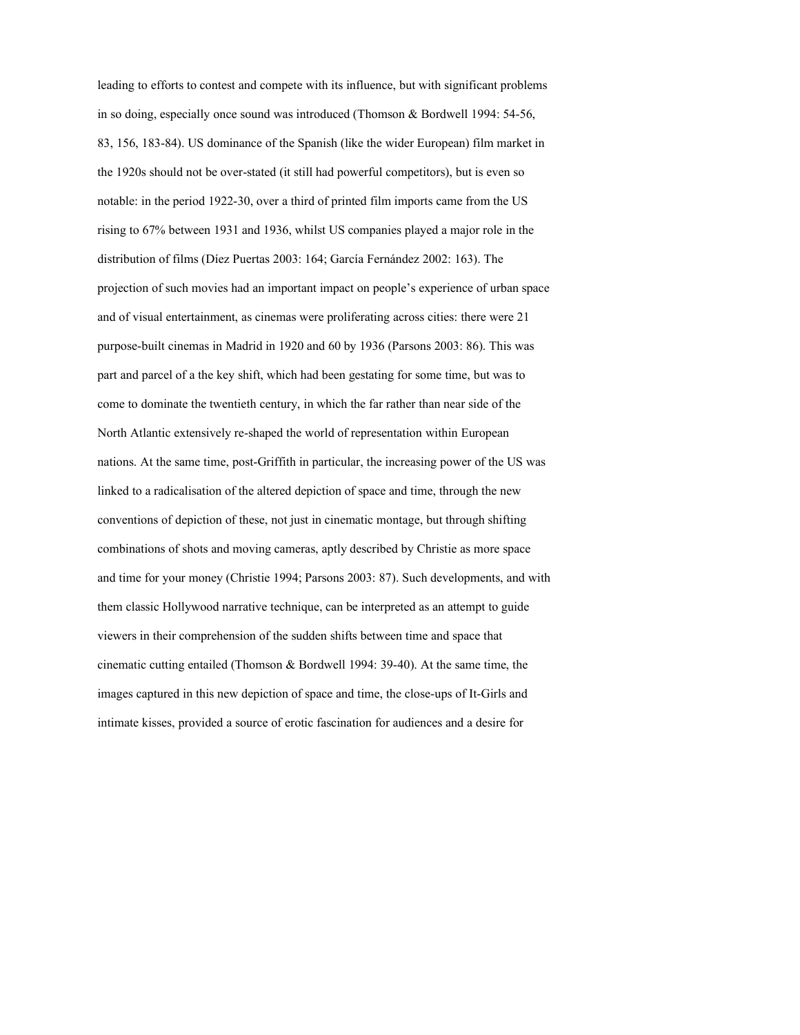leading to efforts to contest and compete with its influence, but with significant problems in so doing, especially once sound was introduced (Thomson & Bordwell 1994: 54-56, 83, 156, 183-84). US dominance of the Spanish (like the wider European) film market in the 1920s should not be over-stated (it still had powerful competitors), but is even so notable: in the period 1922-30, over a third of printed film imports came from the US rising to 67% between 1931 and 1936, whilst US companies played a major role in the distribution of films (Díez Puertas 2003: 164; García Fernández 2002: 163). The projection of such movies had an important impact on people's experience of urban space and of visual entertainment, as cinemas were proliferating across cities: there were 21 purpose-built cinemas in Madrid in 1920 and 60 by 1936 (Parsons 2003: 86). This was part and parcel of a the key shift, which had been gestating for some time, but was to come to dominate the twentieth century, in which the far rather than near side of the North Atlantic extensively re-shaped the world of representation within European nations. At the same time, post-Griffith in particular, the increasing power of the US was linked to a radicalisation of the altered depiction of space and time, through the new conventions of depiction of these, not just in cinematic montage, but through shifting combinations of shots and moving cameras, aptly described by Christie as more space and time for your money (Christie 1994; Parsons 2003: 87). Such developments, and with them classic Hollywood narrative technique, can be interpreted as an attempt to guide viewers in their comprehension of the sudden shifts between time and space that cinematic cutting entailed (Thomson & Bordwell 1994: 39-40). At the same time, the images captured in this new depiction of space and time, the close-ups of It-Girls and intimate kisses, provided a source of erotic fascination for audiences and a desire for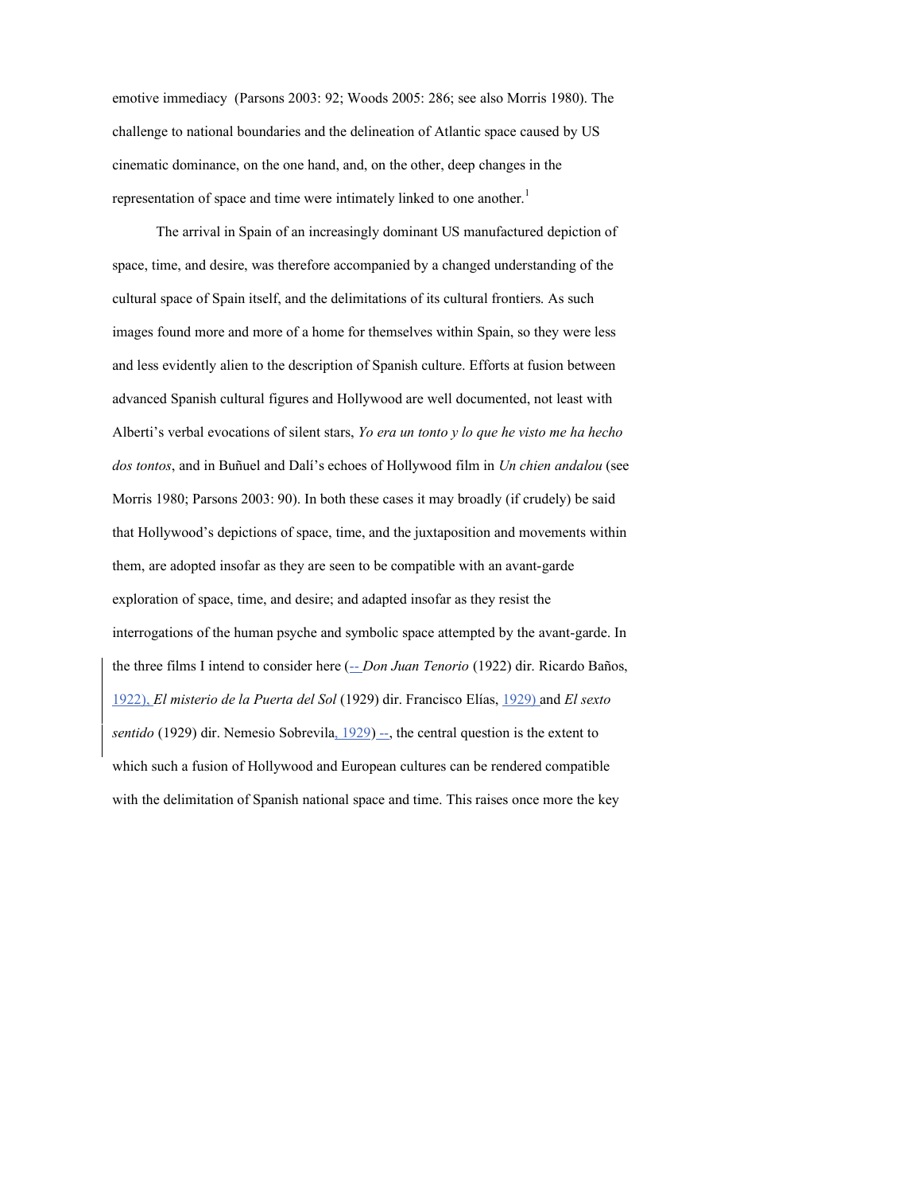emotive immediacy (Parsons 2003: 92; Woods 2005: 286; see also Morris 1980). The challenge to national boundaries and the delineation of Atlantic space caused by US cinematic dominance, on the one hand, and, on the other, deep changes in the representation of space and time were intimately linked to one another.[1]

The arrival in Spain of an increasingly dominant US manufactured depiction of space, time, and desire, was therefore accompanied by a changed understanding of the cultural space of Spain itself, and the delimitations of its cultural frontiers. As such images found more and more of a home for themselves within Spain, so they were less and less evidently alien to the description of Spanish culture. Efforts at fusion between advanced Spanish cultural figures and Hollywood are well documented, not least with Alberti's verbal evocations of silent stars, *Yo era un tonto y lo que he visto me ha hecho dos tontos*, and in Buñuel and Dalí's echoes of Hollywood film in *Un chien andalou* (see Morris 1980; Parsons 2003: 90). In both these cases it may broadly (if crudely) be said that Hollywood's depictions of space, time, and the juxtaposition and movements within them, are adopted insofar as they are seen to be compatible with an avant-garde exploration of space, time, and desire; and adapted insofar as they resist the interrogations of the human psyche and symbolic space attempted by the avant-garde. In the three films I intend to consider here (-- *Don Juan Tenorio* (1922) dir. Ricardo Baños, 1922), *El misterio de la Puerta del Sol* (1929) dir. Francisco Elías, 1929) and *El sexto sentido* (1929) dir. Nemesio Sobrevila, 1929) --, the central question is the extent to which such a fusion of Hollywood and European cultures can be rendered compatible with the delimitation of Spanish national space and time. This raises once more the key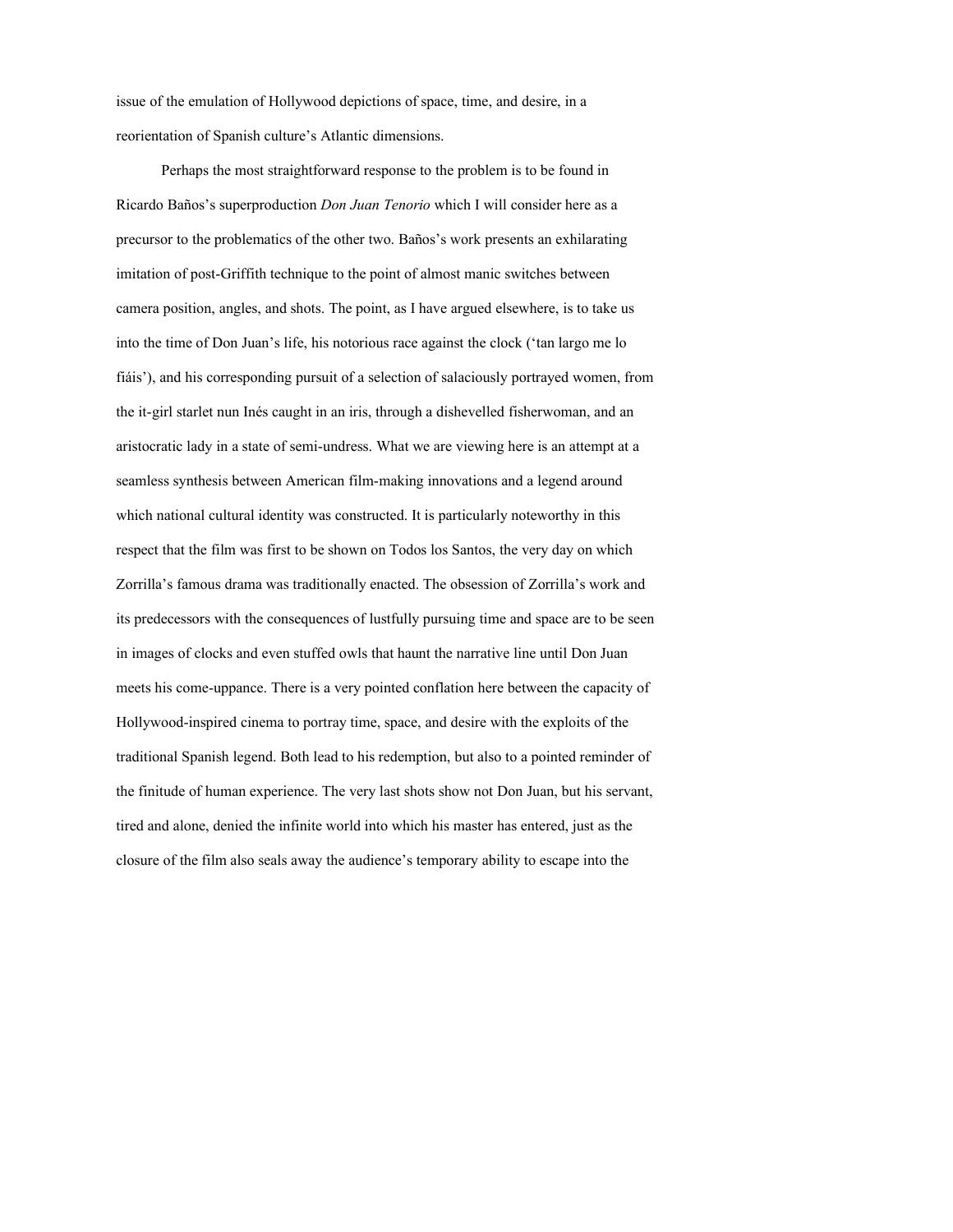issue of the emulation of Hollywood depictions of space, time, and desire, in a reorientation of Spanish culture's Atlantic dimensions.

Perhaps the most straightforward response to the problem is to be found in Ricardo Baños's superproduction *Don Juan Tenorio* which I will consider here as a precursor to the problematics of the other two. Baños's work presents an exhilarating imitation of post-Griffith technique to the point of almost manic switches between camera position, angles, and shots. The point, as I have argued elsewhere, is to take us into the time of Don Juan's life, his notorious race against the clock ('tan largo me lo fiáis'), and his corresponding pursuit of a selection of salaciously portrayed women, from the it-girl starlet nun Inés caught in an iris, through a dishevelled fisherwoman, and an aristocratic lady in a state of semi-undress. What we are viewing here is an attempt at a seamless synthesis between American film-making innovations and a legend around which national cultural identity was constructed. It is particularly noteworthy in this respect that the film was first to be shown on Todos los Santos, the very day on which Zorrilla's famous drama was traditionally enacted. The obsession of Zorrilla's work and its predecessors with the consequences of lustfully pursuing time and space are to be seen in images of clocks and even stuffed owls that haunt the narrative line until Don Juan meets his come-uppance. There is a very pointed conflation here between the capacity of Hollywood-inspired cinema to portray time, space, and desire with the exploits of the traditional Spanish legend. Both lead to his redemption, but also to a pointed reminder of the finitude of human experience. The very last shots show not Don Juan, but his servant, tired and alone, denied the infinite world into which his master has entered, just as the closure of the film also seals away the audience's temporary ability to escape into the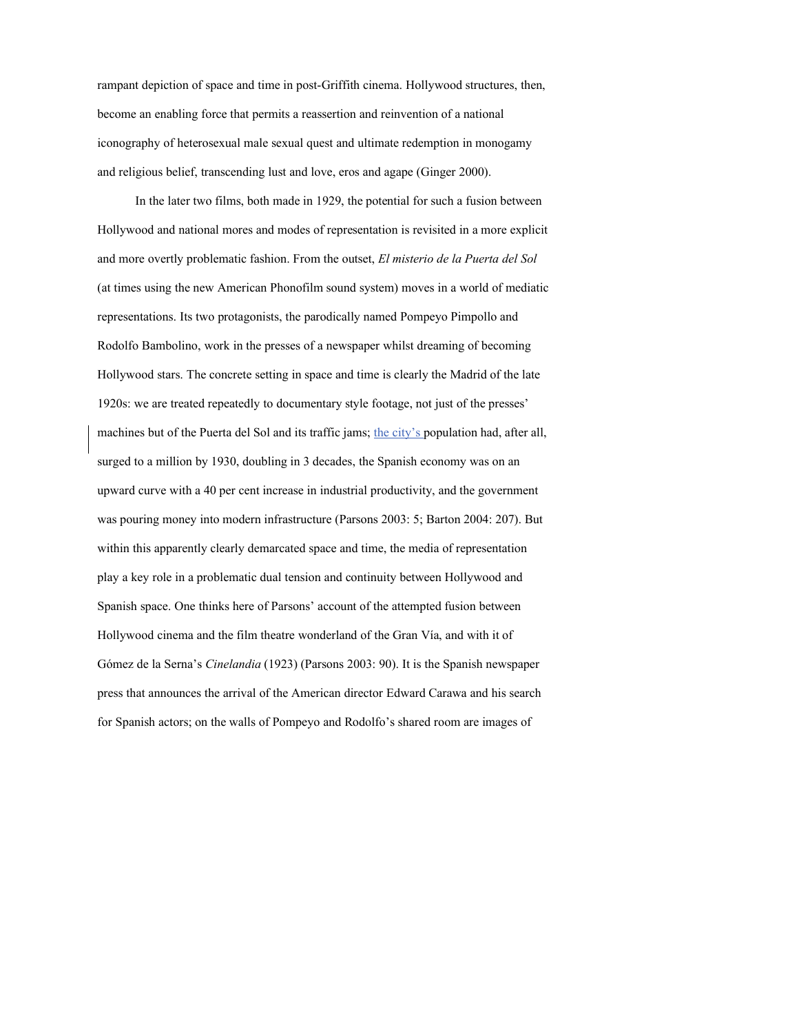rampant depiction of space and time in post-Griffith cinema. Hollywood structures, then, become an enabling force that permits a reassertion and reinvention of a national iconography of heterosexual male sexual quest and ultimate redemption in monogamy and religious belief, transcending lust and love, eros and agape (Ginger 2000).

In the later two films, both made in 1929, the potential for such a fusion between Hollywood and national mores and modes of representation is revisited in a more explicit and more overtly problematic fashion. From the outset, *El misterio de la Puerta del Sol* (at times using the new American Phonofilm sound system) moves in a world of mediatic representations. Its two protagonists, the parodically named Pompeyo Pimpollo and Rodolfo Bambolino, work in the presses of a newspaper whilst dreaming of becoming Hollywood stars. The concrete setting in space and time is clearly the Madrid of the late 1920s: we are treated repeatedly to documentary style footage, not just of the presses' machines but of the Puerta del Sol and its traffic jams; the city's population had, after all, surged to a million by 1930, doubling in 3 decades, the Spanish economy was on an upward curve with a 40 per cent increase in industrial productivity, and the government was pouring money into modern infrastructure (Parsons 2003: 5; Barton 2004: 207). But within this apparently clearly demarcated space and time, the media of representation play a key role in a problematic dual tension and continuity between Hollywood and Spanish space. One thinks here of Parsons' account of the attempted fusion between Hollywood cinema and the film theatre wonderland of the Gran Vía, and with it of Gómez de la Serna's *Cinelandia* (1923) (Parsons 2003: 90). It is the Spanish newspaper press that announces the arrival of the American director Edward Carawa and his search for Spanish actors; on the walls of Pompeyo and Rodolfo's shared room are images of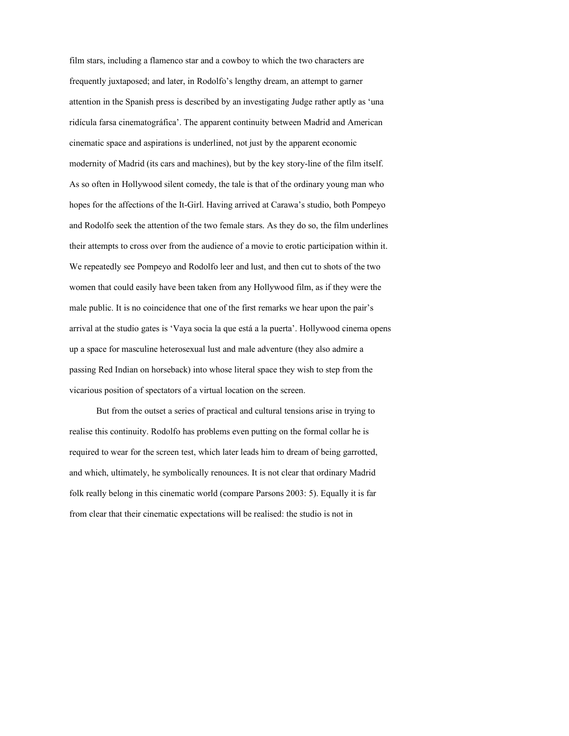film stars, including a flamenco star and a cowboy to which the two characters are frequently juxtaposed; and later, in Rodolfo's lengthy dream, an attempt to garner attention in the Spanish press is described by an investigating Judge rather aptly as 'una ridícula farsa cinematográfica'. The apparent continuity between Madrid and American cinematic space and aspirations is underlined, not just by the apparent economic modernity of Madrid (its cars and machines), but by the key story-line of the film itself. As so often in Hollywood silent comedy, the tale is that of the ordinary young man who hopes for the affections of the It-Girl. Having arrived at Carawa's studio, both Pompeyo and Rodolfo seek the attention of the two female stars. As they do so, the film underlines their attempts to cross over from the audience of a movie to erotic participation within it. We repeatedly see Pompeyo and Rodolfo leer and lust, and then cut to shots of the two women that could easily have been taken from any Hollywood film, as if they were the male public. It is no coincidence that one of the first remarks we hear upon the pair's arrival at the studio gates is 'Vaya socia la que está a la puerta'. Hollywood cinema opens up a space for masculine heterosexual lust and male adventure (they also admire a passing Red Indian on horseback) into whose literal space they wish to step from the vicarious position of spectators of a virtual location on the screen.

But from the outset a series of practical and cultural tensions arise in trying to realise this continuity. Rodolfo has problems even putting on the formal collar he is required to wear for the screen test, which later leads him to dream of being garrotted, and which, ultimately, he symbolically renounces. It is not clear that ordinary Madrid folk really belong in this cinematic world (compare Parsons 2003: 5). Equally it is far from clear that their cinematic expectations will be realised: the studio is not in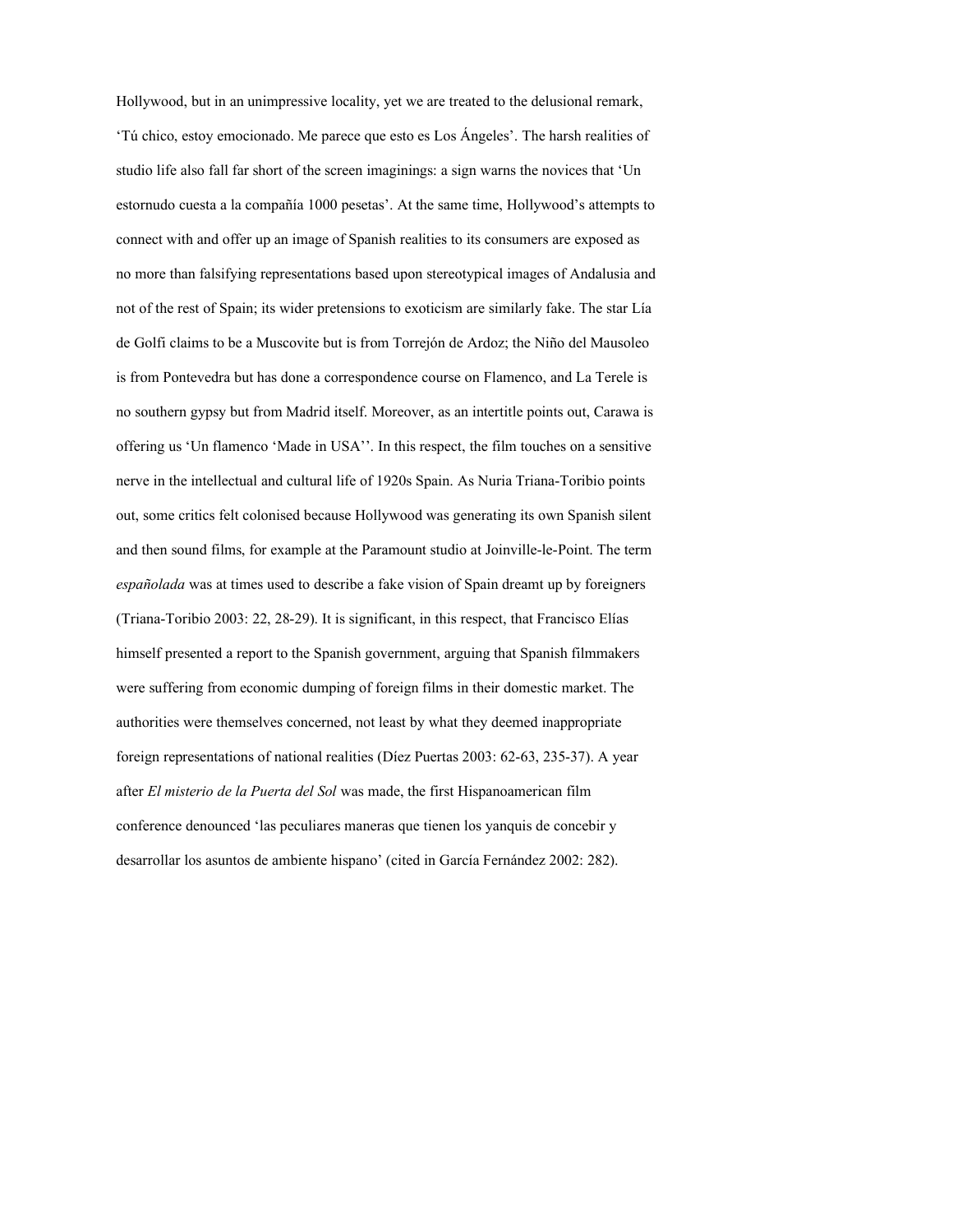Hollywood, but in an unimpressive locality, yet we are treated to the delusional remark, 'Tú chico, estoy emocionado. Me parece que esto es Los Ángeles'. The harsh realities of studio life also fall far short of the screen imaginings: a sign warns the novices that 'Un estornudo cuesta a la compañía 1000 pesetas'. At the same time, Hollywood's attempts to connect with and offer up an image of Spanish realities to its consumers are exposed as no more than falsifying representations based upon stereotypical images of Andalusia and not of the rest of Spain; its wider pretensions to exoticism are similarly fake. The star Lía de Golfi claims to be a Muscovite but is from Torrejón de Ardoz; the Niño del Mausoleo is from Pontevedra but has done a correspondence course on Flamenco, and La Terele is no southern gypsy but from Madrid itself. Moreover, as an intertitle points out, Carawa is offering us 'Un flamenco 'Made in USA''. In this respect, the film touches on a sensitive nerve in the intellectual and cultural life of 1920s Spain. As Nuria Triana-Toribio points out, some critics felt colonised because Hollywood was generating its own Spanish silent and then sound films, for example at the Paramount studio at Joinville-le-Point. The term *españolada* was at times used to describe a fake vision of Spain dreamt up by foreigners (Triana-Toribio 2003: 22, 28-29). It is significant, in this respect, that Francisco Elías himself presented a report to the Spanish government, arguing that Spanish filmmakers were suffering from economic dumping of foreign films in their domestic market. The authorities were themselves concerned, not least by what they deemed inappropriate foreign representations of national realities (Díez Puertas 2003: 62-63, 235-37). A year after *El misterio de la Puerta del Sol* was made, the first Hispanoamerican film conference denounced 'las peculiares maneras que tienen los yanquis de concebir y desarrollar los asuntos de ambiente hispano' (cited in García Fernández 2002: 282).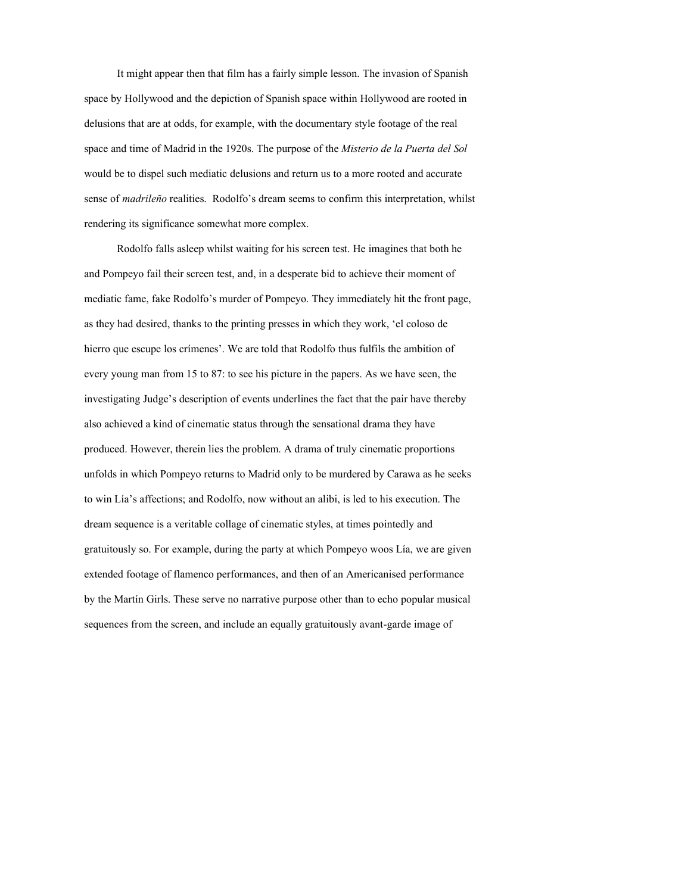It might appear then that film has a fairly simple lesson. The invasion of Spanish space by Hollywood and the depiction of Spanish space within Hollywood are rooted in delusions that are at odds, for example, with the documentary style footage of the real space and time of Madrid in the 1920s. The purpose of the *Misterio de la Puerta del Sol* would be to dispel such mediatic delusions and return us to a more rooted and accurate sense of *madrileño* realities. Rodolfo's dream seems to confirm this interpretation, whilst rendering its significance somewhat more complex.

Rodolfo falls asleep whilst waiting for his screen test. He imagines that both he and Pompeyo fail their screen test, and, in a desperate bid to achieve their moment of mediatic fame, fake Rodolfo's murder of Pompeyo. They immediately hit the front page, as they had desired, thanks to the printing presses in which they work, 'el coloso de hierro que escupe los crímenes'. We are told that Rodolfo thus fulfils the ambition of every young man from 15 to 87: to see his picture in the papers. As we have seen, the investigating Judge's description of events underlines the fact that the pair have thereby also achieved a kind of cinematic status through the sensational drama they have produced. However, therein lies the problem. A drama of truly cinematic proportions unfolds in which Pompeyo returns to Madrid only to be murdered by Carawa as he seeks to win Lía's affections; and Rodolfo, now without an alibi, is led to his execution. The dream sequence is a veritable collage of cinematic styles, at times pointedly and gratuitously so. For example, during the party at which Pompeyo woos Lía, we are given extended footage of flamenco performances, and then of an Americanised performance by the Martín Girls. These serve no narrative purpose other than to echo popular musical sequences from the screen, and include an equally gratuitously avant-garde image of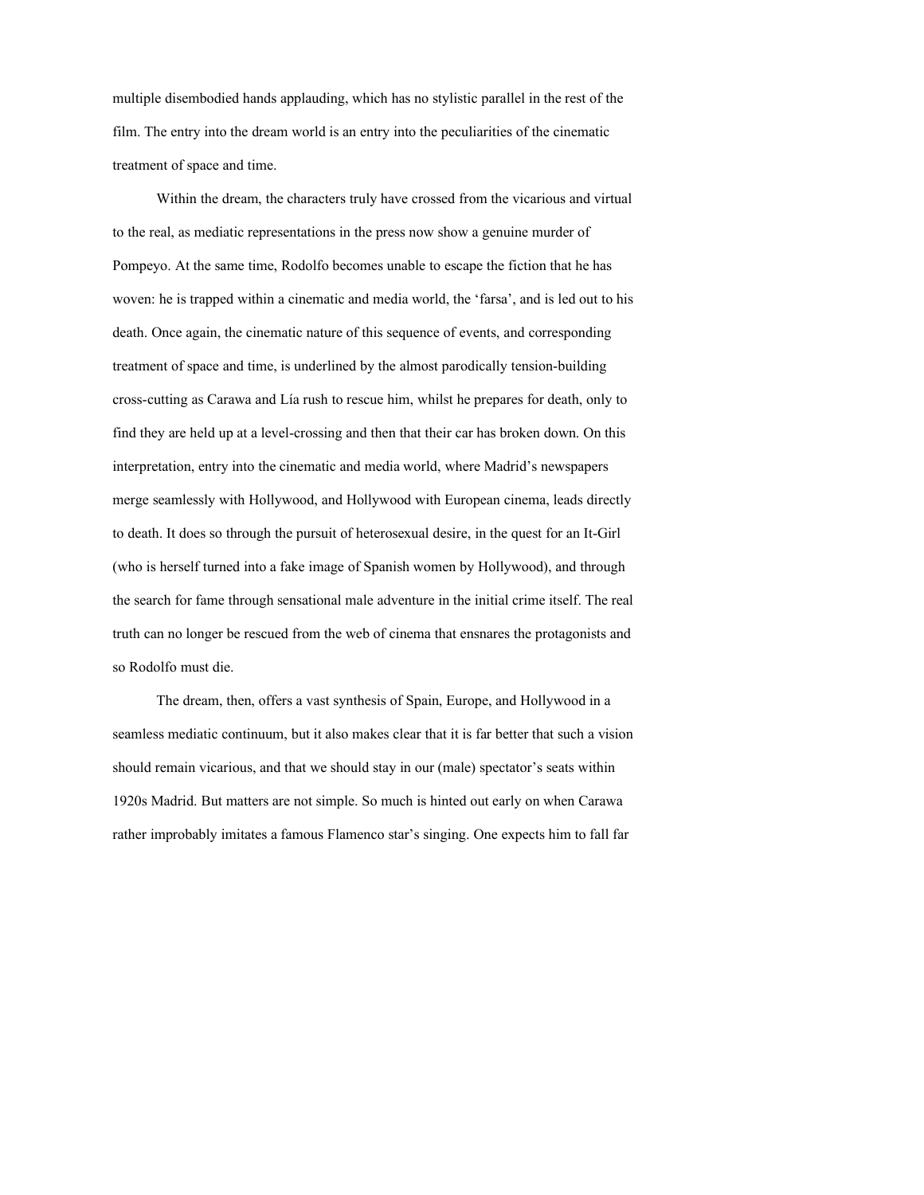multiple disembodied hands applauding, which has no stylistic parallel in the rest of the film. The entry into the dream world is an entry into the peculiarities of the cinematic treatment of space and time.

Within the dream, the characters truly have crossed from the vicarious and virtual to the real, as mediatic representations in the press now show a genuine murder of Pompeyo. At the same time, Rodolfo becomes unable to escape the fiction that he has woven: he is trapped within a cinematic and media world, the 'farsa', and is led out to his death. Once again, the cinematic nature of this sequence of events, and corresponding treatment of space and time, is underlined by the almost parodically tension-building cross-cutting as Carawa and Lía rush to rescue him, whilst he prepares for death, only to find they are held up at a level-crossing and then that their car has broken down. On this interpretation, entry into the cinematic and media world, where Madrid's newspapers merge seamlessly with Hollywood, and Hollywood with European cinema, leads directly to death. It does so through the pursuit of heterosexual desire, in the quest for an It-Girl (who is herself turned into a fake image of Spanish women by Hollywood), and through the search for fame through sensational male adventure in the initial crime itself. The real truth can no longer be rescued from the web of cinema that ensnares the protagonists and so Rodolfo must die.

The dream, then, offers a vast synthesis of Spain, Europe, and Hollywood in a seamless mediatic continuum, but it also makes clear that it is far better that such a vision should remain vicarious, and that we should stay in our (male) spectator's seats within 1920s Madrid. But matters are not simple. So much is hinted out early on when Carawa rather improbably imitates a famous Flamenco star's singing. One expects him to fall far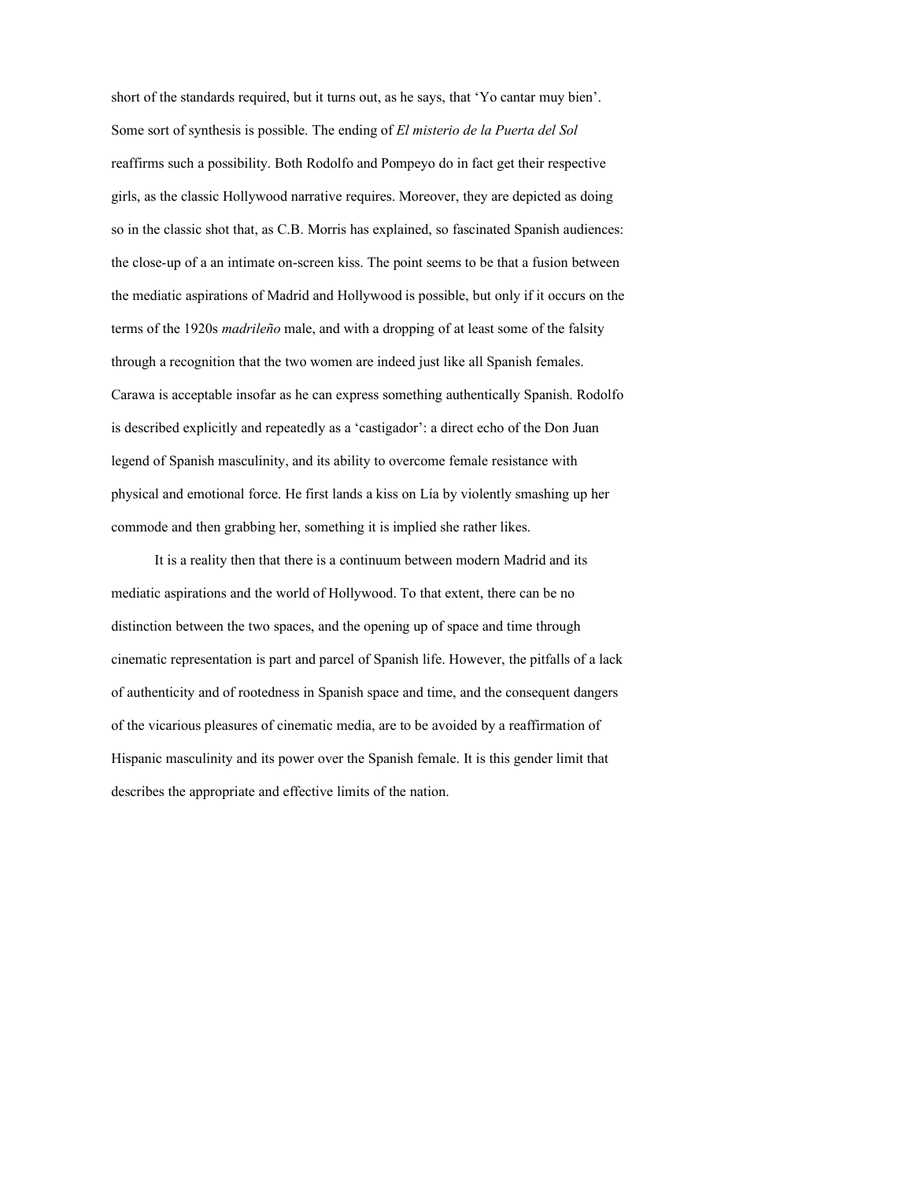short of the standards required, but it turns out, as he says, that 'Yo cantar muy bien'. Some sort of synthesis is possible. The ending of *El misterio de la Puerta del Sol* reaffirms such a possibility. Both Rodolfo and Pompeyo do in fact get their respective girls, as the classic Hollywood narrative requires. Moreover, they are depicted as doing so in the classic shot that, as C.B. Morris has explained, so fascinated Spanish audiences: the close-up of a an intimate on-screen kiss. The point seems to be that a fusion between the mediatic aspirations of Madrid and Hollywood is possible, but only if it occurs on the terms of the 1920s *madrileño* male, and with a dropping of at least some of the falsity through a recognition that the two women are indeed just like all Spanish females. Carawa is acceptable insofar as he can express something authentically Spanish. Rodolfo is described explicitly and repeatedly as a 'castigador': a direct echo of the Don Juan legend of Spanish masculinity, and its ability to overcome female resistance with physical and emotional force. He first lands a kiss on Lía by violently smashing up her commode and then grabbing her, something it is implied she rather likes.

It is a reality then that there is a continuum between modern Madrid and its mediatic aspirations and the world of Hollywood. To that extent, there can be no distinction between the two spaces, and the opening up of space and time through cinematic representation is part and parcel of Spanish life. However, the pitfalls of a lack of authenticity and of rootedness in Spanish space and time, and the consequent dangers of the vicarious pleasures of cinematic media, are to be avoided by a reaffirmation of Hispanic masculinity and its power over the Spanish female. It is this gender limit that describes the appropriate and effective limits of the nation.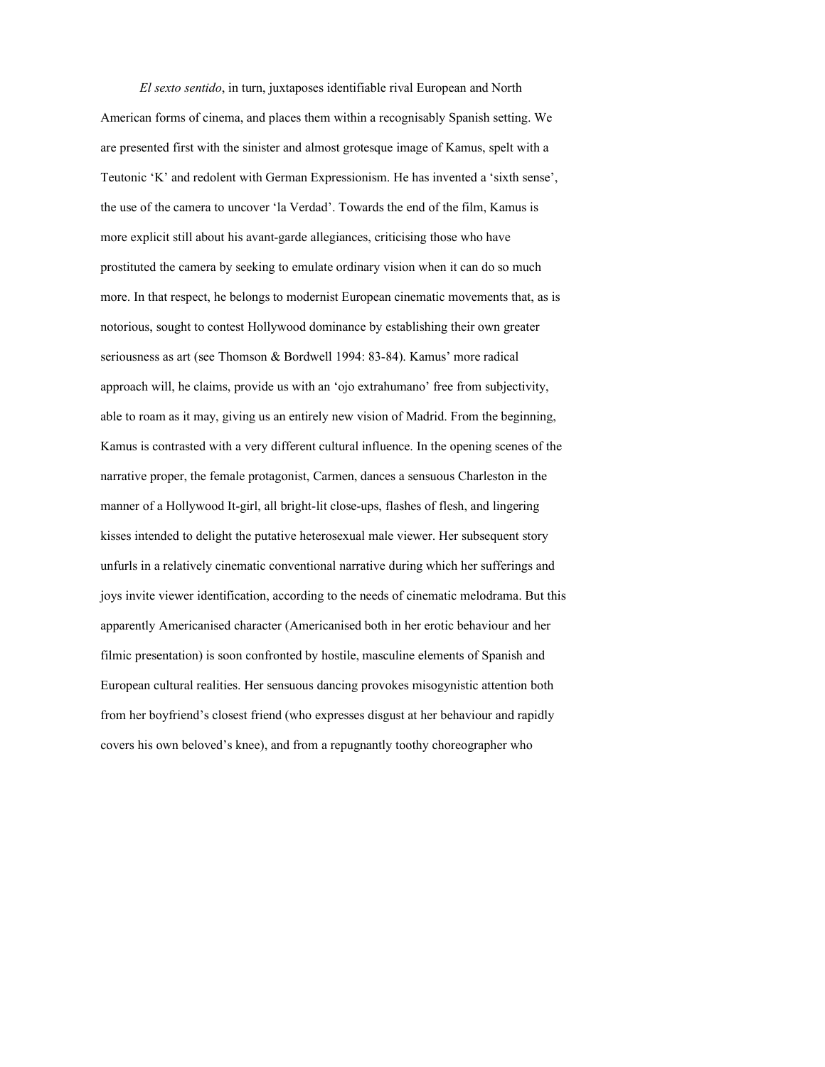*El sexto sentido*, in turn, juxtaposes identifiable rival European and North American forms of cinema, and places them within a recognisably Spanish setting. We are presented first with the sinister and almost grotesque image of Kamus, spelt with a Teutonic 'K' and redolent with German Expressionism. He has invented a 'sixth sense', the use of the camera to uncover 'la Verdad'. Towards the end of the film, Kamus is more explicit still about his avant-garde allegiances, criticising those who have prostituted the camera by seeking to emulate ordinary vision when it can do so much more. In that respect, he belongs to modernist European cinematic movements that, as is notorious, sought to contest Hollywood dominance by establishing their own greater seriousness as art (see Thomson & Bordwell 1994: 83-84). Kamus' more radical approach will, he claims, provide us with an 'ojo extrahumano' free from subjectivity, able to roam as it may, giving us an entirely new vision of Madrid. From the beginning, Kamus is contrasted with a very different cultural influence. In the opening scenes of the narrative proper, the female protagonist, Carmen, dances a sensuous Charleston in the manner of a Hollywood It-girl, all bright-lit close-ups, flashes of flesh, and lingering kisses intended to delight the putative heterosexual male viewer. Her subsequent story unfurls in a relatively cinematic conventional narrative during which her sufferings and joys invite viewer identification, according to the needs of cinematic melodrama. But this apparently Americanised character (Americanised both in her erotic behaviour and her filmic presentation) is soon confronted by hostile, masculine elements of Spanish and European cultural realities. Her sensuous dancing provokes misogynistic attention both from her boyfriend's closest friend (who expresses disgust at her behaviour and rapidly covers his own beloved's knee), and from a repugnantly toothy choreographer who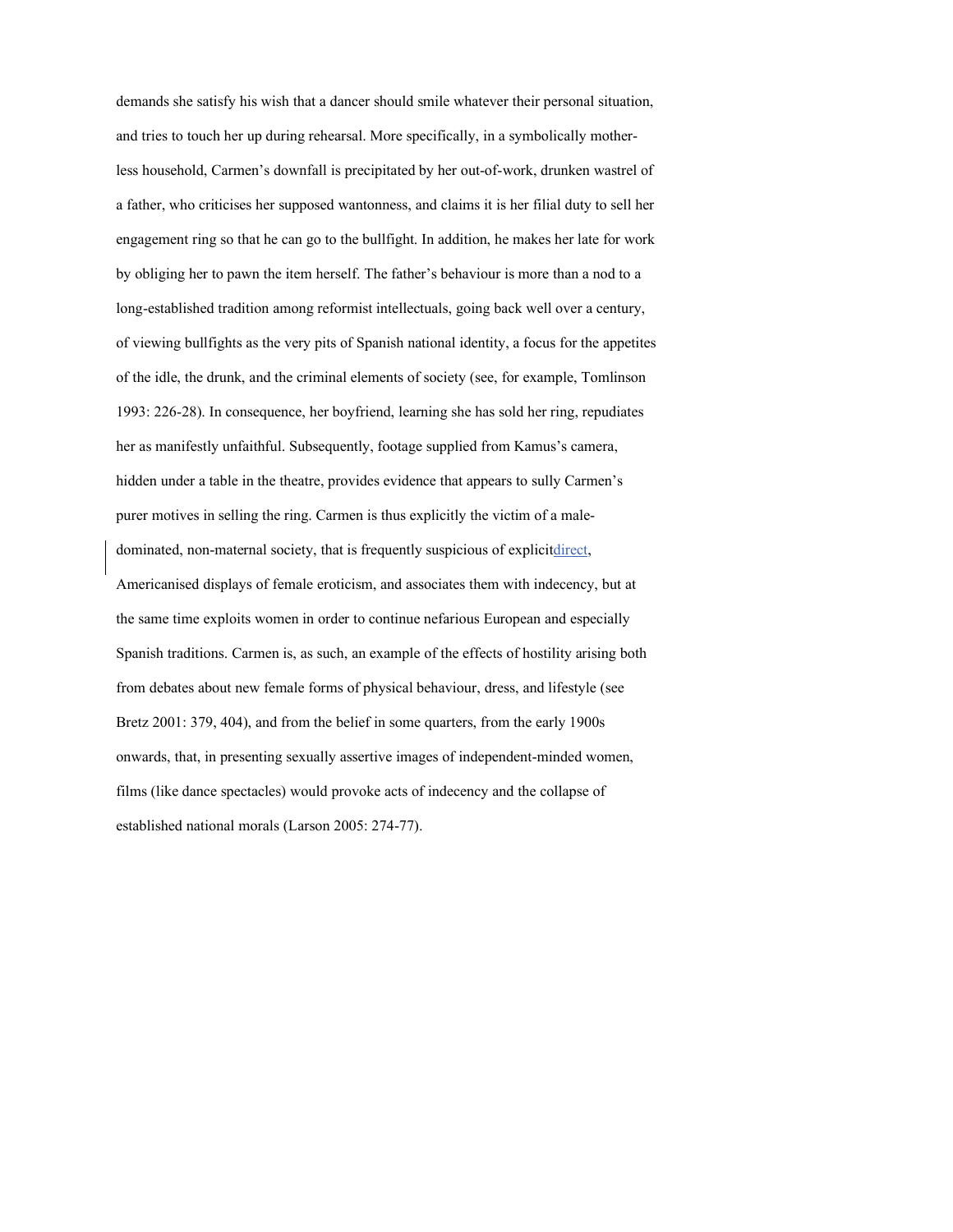demands she satisfy his wish that a dancer should smile whatever their personal situation, and tries to touch her up during rehearsal. More specifically, in a symbolically mother-less household, Carmen's downfall is precipitated by her out-of-work, drunken wastrel of a father, who criticises her supposed wantonness, and claims it is her filial duty to sell her engagement ring so that he can go to the bullfight. In addition, he makes her late for work by obliging her to pawn the item herself. The father's behaviour is more than a nod to a long-established tradition among reformist intellectuals, going back well over a century, of viewing bullfights as the very pits of Spanish national identity, a focus for the appetites of the idle, the drunk, and the criminal elements of society (see, for example, Tomlinson 1993: 226-28). In consequence, her boyfriend, learning she has sold her ring, repudiates her as manifestly unfaithful. Subsequently, footage supplied from Kamus's camera, hidden under a table in the theatre, provides evidence that appears to sully Carmen's purer motives in selling the ring. Carmen is thus explicitly the victim of a male-dominated, non-maternal society, that is frequently suspicious of explicitdirect, Americanised displays of female eroticism, and associates them with indecency, but at the same time exploits women in order to continue nefarious European and especially Spanish traditions. Carmen is, as such, an example of the effects of hostility arising both from debates about new female forms of physical behaviour, dress, and lifestyle (see Bretz 2001: 379, 404), and from the belief in some quarters, from the early 1900s onwards, that, in presenting sexually assertive images of independent-minded women, films (like dance spectacles) would provoke acts of indecency and the collapse of established national morals (Larson 2005: 274-77).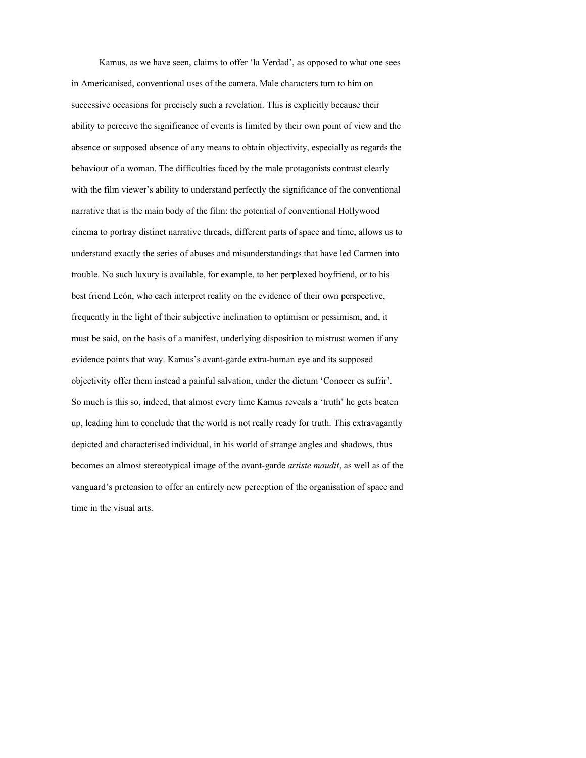Kamus, as we have seen, claims to offer 'la Verdad', as opposed to what one sees in Americanised, conventional uses of the camera. Male characters turn to him on successive occasions for precisely such a revelation. This is explicitly because their ability to perceive the significance of events is limited by their own point of view and the absence or supposed absence of any means to obtain objectivity, especially as regards the behaviour of a woman. The difficulties faced by the male protagonists contrast clearly with the film viewer's ability to understand perfectly the significance of the conventional narrative that is the main body of the film: the potential of conventional Hollywood cinema to portray distinct narrative threads, different parts of space and time, allows us to understand exactly the series of abuses and misunderstandings that have led Carmen into trouble. No such luxury is available, for example, to her perplexed boyfriend, or to his best friend León, who each interpret reality on the evidence of their own perspective, frequently in the light of their subjective inclination to optimism or pessimism, and, it must be said, on the basis of a manifest, underlying disposition to mistrust women if any evidence points that way. Kamus's avant-garde extra-human eye and its supposed objectivity offer them instead a painful salvation, under the dictum 'Conocer es sufrir'. So much is this so, indeed, that almost every time Kamus reveals a 'truth' he gets beaten up, leading him to conclude that the world is not really ready for truth. This extravagantly depicted and characterised individual, in his world of strange angles and shadows, thus becomes an almost stereotypical image of the avant-garde *artiste maudit*, as well as of the vanguard's pretension to offer an entirely new perception of the organisation of space and time in the visual arts.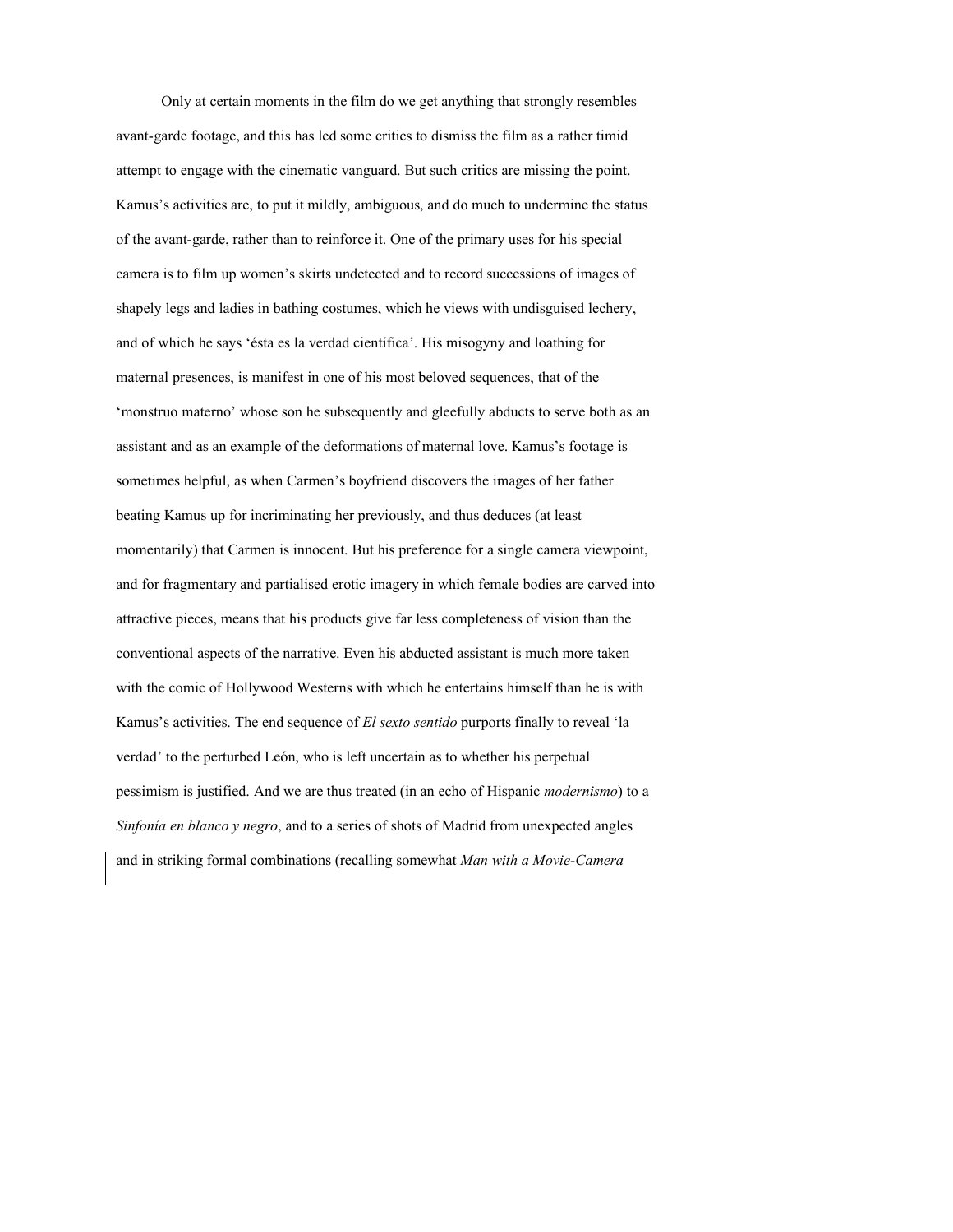Only at certain moments in the film do we get anything that strongly resembles avant-garde footage, and this has led some critics to dismiss the film as a rather timid attempt to engage with the cinematic vanguard. But such critics are missing the point. Kamus's activities are, to put it mildly, ambiguous, and do much to undermine the status of the avant-garde, rather than to reinforce it. One of the primary uses for his special camera is to film up women's skirts undetected and to record successions of images of shapely legs and ladies in bathing costumes, which he views with undisguised lechery, and of which he says 'ésta es la verdad científica'. His misogyny and loathing for maternal presences, is manifest in one of his most beloved sequences, that of the 'monstruo materno' whose son he subsequently and gleefully abducts to serve both as an assistant and as an example of the deformations of maternal love. Kamus's footage is sometimes helpful, as when Carmen's boyfriend discovers the images of her father beating Kamus up for incriminating her previously, and thus deduces (at least momentarily) that Carmen is innocent. But his preference for a single camera viewpoint, and for fragmentary and partialised erotic imagery in which female bodies are carved into attractive pieces, means that his products give far less completeness of vision than the conventional aspects of the narrative. Even his abducted assistant is much more taken with the comic of Hollywood Westerns with which he entertains himself than he is with Kamus's activities. The end sequence of *El sexto sentido* purports finally to reveal 'la verdad' to the perturbed León, who is left uncertain as to whether his perpetual pessimism is justified. And we are thus treated (in an echo of Hispanic *modernismo*) to a *Sinfonía en blanco y negro*, and to a series of shots of Madrid from unexpected angles and in striking formal combinations (recalling somewhat *Man with a Movie-Camera*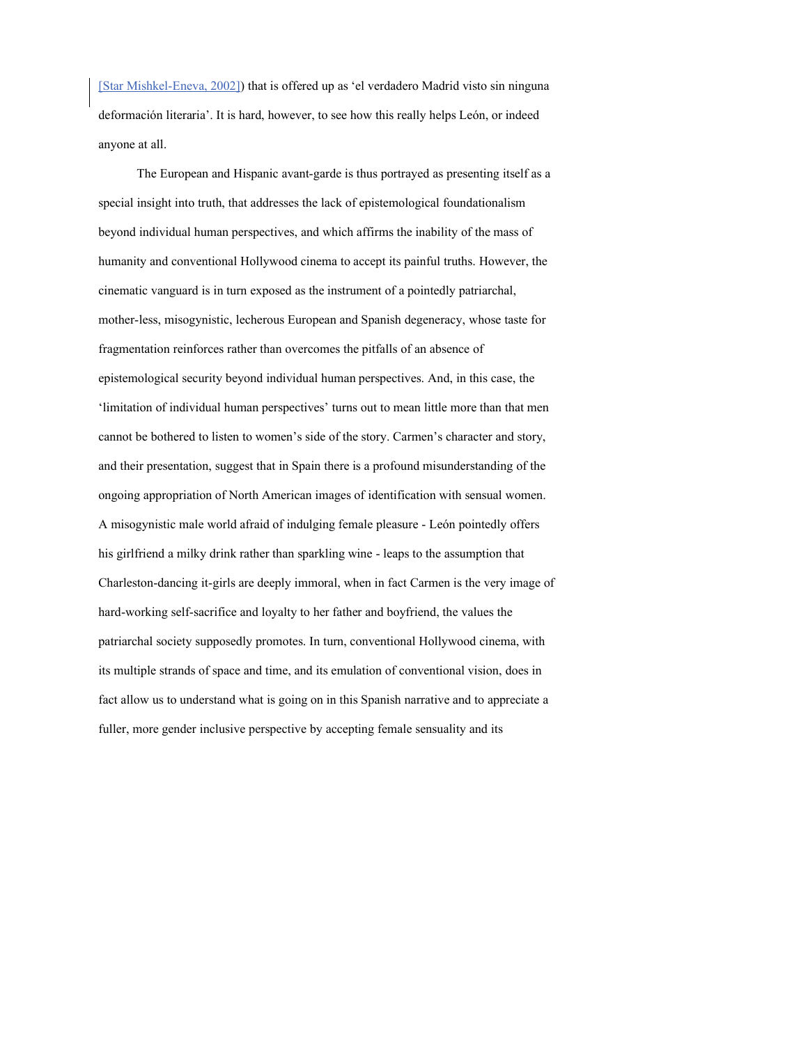[Star Mishkel-Eneva, 2002]) that is offered up as 'el verdadero Madrid visto sin ninguna deformación literaria'. It is hard, however, to see how this really helps León, or indeed anyone at all.

The European and Hispanic avant-garde is thus portrayed as presenting itself as a special insight into truth, that addresses the lack of epistemological foundationalism beyond individual human perspectives, and which affirms the inability of the mass of humanity and conventional Hollywood cinema to accept its painful truths. However, the cinematic vanguard is in turn exposed as the instrument of a pointedly patriarchal, mother-less, misogynistic, lecherous European and Spanish degeneracy, whose taste for fragmentation reinforces rather than overcomes the pitfalls of an absence of epistemological security beyond individual human perspectives. And, in this case, the 'limitation of individual human perspectives' turns out to mean little more than that men cannot be bothered to listen to women's side of the story. Carmen's character and story, and their presentation, suggest that in Spain there is a profound misunderstanding of the ongoing appropriation of North American images of identification with sensual women. A misogynistic male world afraid of indulging female pleasure - León pointedly offers his girlfriend a milky drink rather than sparkling wine - leaps to the assumption that Charleston-dancing it-girls are deeply immoral, when in fact Carmen is the very image of hard-working self-sacrifice and loyalty to her father and boyfriend, the values the patriarchal society supposedly promotes. In turn, conventional Hollywood cinema, with its multiple strands of space and time, and its emulation of conventional vision, does in fact allow us to understand what is going on in this Spanish narrative and to appreciate a fuller, more gender inclusive perspective by accepting female sensuality and its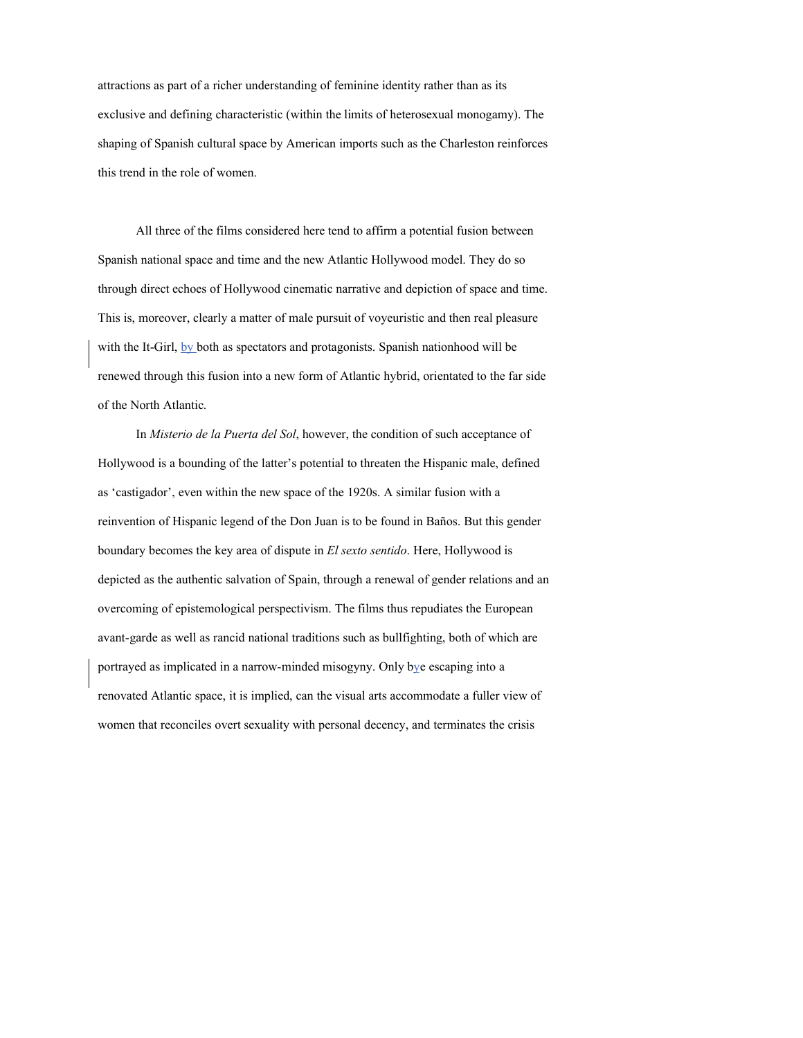attractions as part of a richer understanding of feminine identity rather than as its exclusive and defining characteristic (within the limits of heterosexual monogamy). The shaping of Spanish cultural space by American imports such as the Charleston reinforces this trend in the role of women.

All three of the films considered here tend to affirm a potential fusion between Spanish national space and time and the new Atlantic Hollywood model. They do so through direct echoes of Hollywood cinematic narrative and depiction of space and time. This is, moreover, clearly a matter of male pursuit of voyeuristic and then real pleasure with the It-Girl, by both as spectators and protagonists. Spanish nationhood will be renewed through this fusion into a new form of Atlantic hybrid, orientated to the far side of the North Atlantic.

In *Misterio de la Puerta del Sol*, however, the condition of such acceptance of Hollywood is a bounding of the latter's potential to threaten the Hispanic male, defined as 'castigador', even within the new space of the 1920s. A similar fusion with a reinvention of Hispanic legend of the Don Juan is to be found in Baños. But this gender boundary becomes the key area of dispute in *El sexto sentido*. Here, Hollywood is depicted as the authentic salvation of Spain, through a renewal of gender relations and an overcoming of epistemological perspectivism. The films thus repudiates the European avant-garde as well as rancid national traditions such as bullfighting, both of which are portrayed as implicated in a narrow-minded misogyny. Only bye escaping into a renovated Atlantic space, it is implied, can the visual arts accommodate a fuller view of women that reconciles overt sexuality with personal decency, and terminates the crisis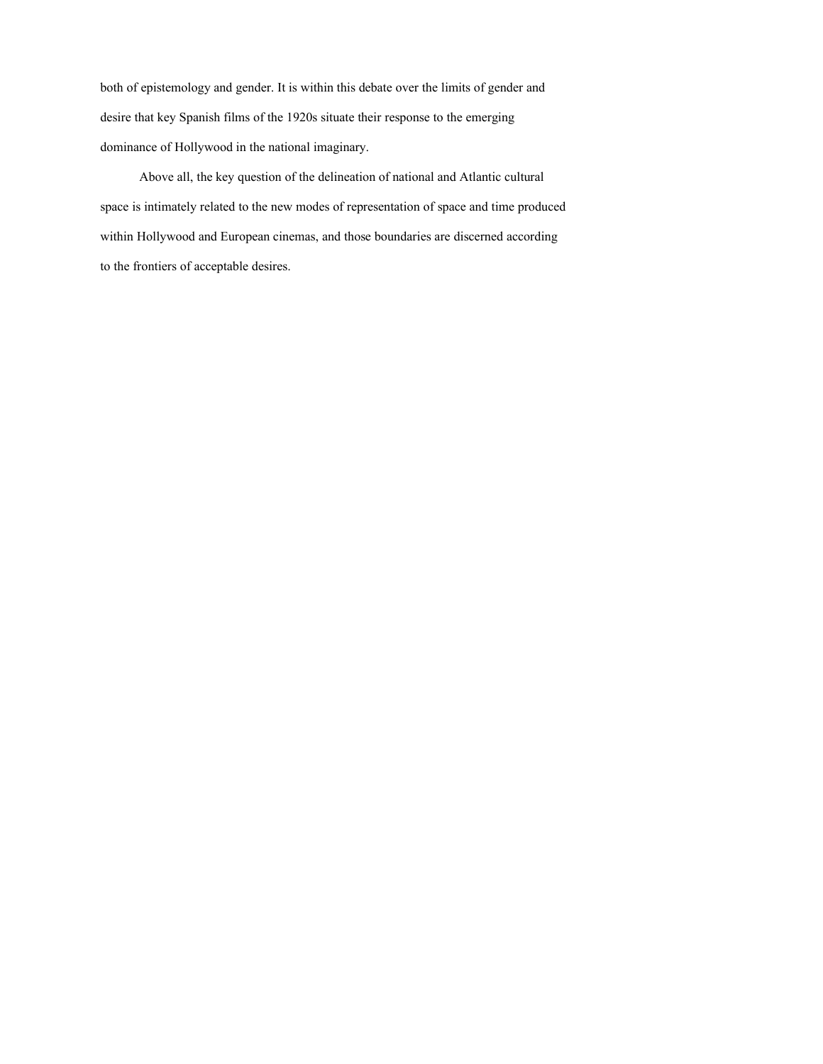both of epistemology and gender. It is within this debate over the limits of gender and desire that key Spanish films of the 1920s situate their response to the emerging dominance of Hollywood in the national imaginary.

Above all, the key question of the delineation of national and Atlantic cultural space is intimately related to the new modes of representation of space and time produced within Hollywood and European cinemas, and those boundaries are discerned according to the frontiers of acceptable desires.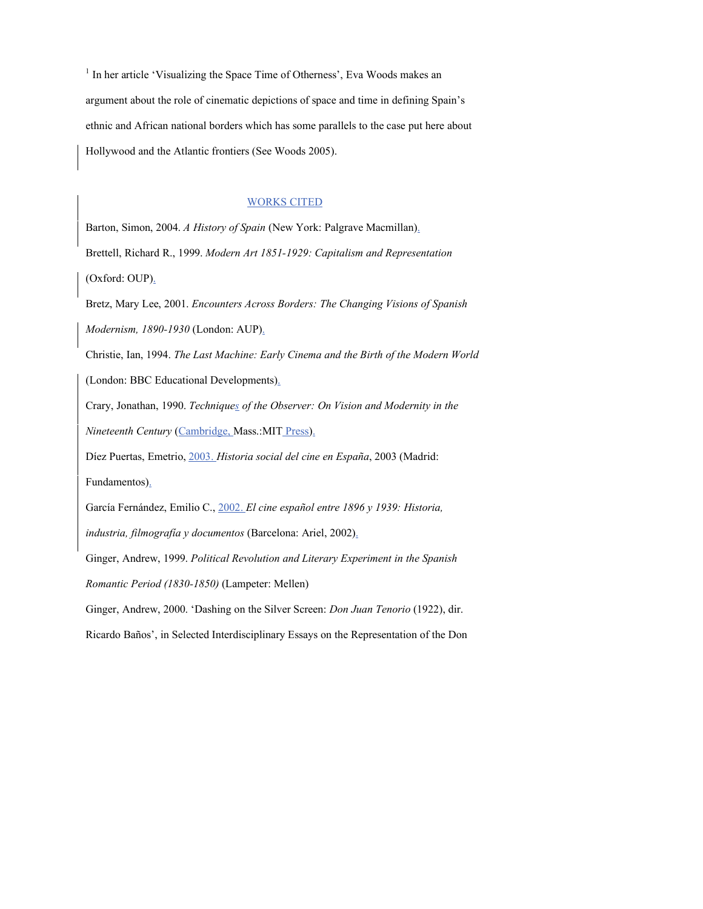[1] In her article ‘Visualizing the Space Time of Otherness’, Eva Woods makes an argument about the role of cinematic depictions of space and time in defining Spain’s ethnic and African national borders which has some parallels to the case put here about Hollywood and the Atlantic frontiers (See Woods 2005).

## WORKS CITED

Barton, Simon, 2004. *A History of Spain* (New York: Palgrave Macmillan).

Brettell, Richard R., 1999. *Modern Art 1851-1929: Capitalism and Representation* (Oxford: OUP).

Bretz, Mary Lee, 2001. *Encounters Across Borders: The Changing Visions of Spanish Modernism, 1890-1930* (London: AUP).

Christie, Ian, 1994. *The Last Machine: Early Cinema and the Birth of the Modern World* (London: BBC Educational Developments).

Crary, Jonathan, 1990. *Techniques of the Observer: On Vision and Modernity in the Nineteenth Century* (Cambridge, Mass.:MIT Press).

Díez Puertas, Emetrio, 2003. *Historia social del cine en España*, 2003 (Madrid: Fundamentos).

García Fernández, Emilio C., 2002. *El cine español entre 1896 y 1939: Historia, industria, filmografía y documentos* (Barcelona: Ariel, 2002).

Ginger, Andrew, 1999. *Political Revolution and Literary Experiment in the Spanish Romantic Period (1830-1850)* (Lampeter: Mellen)

Ginger, Andrew, 2000. ‘Dashing on the Silver Screen: *Don Juan Tenorio* (1922), dir. Ricardo Baños’, in Selected Interdisciplinary Essays on the Representation of the Don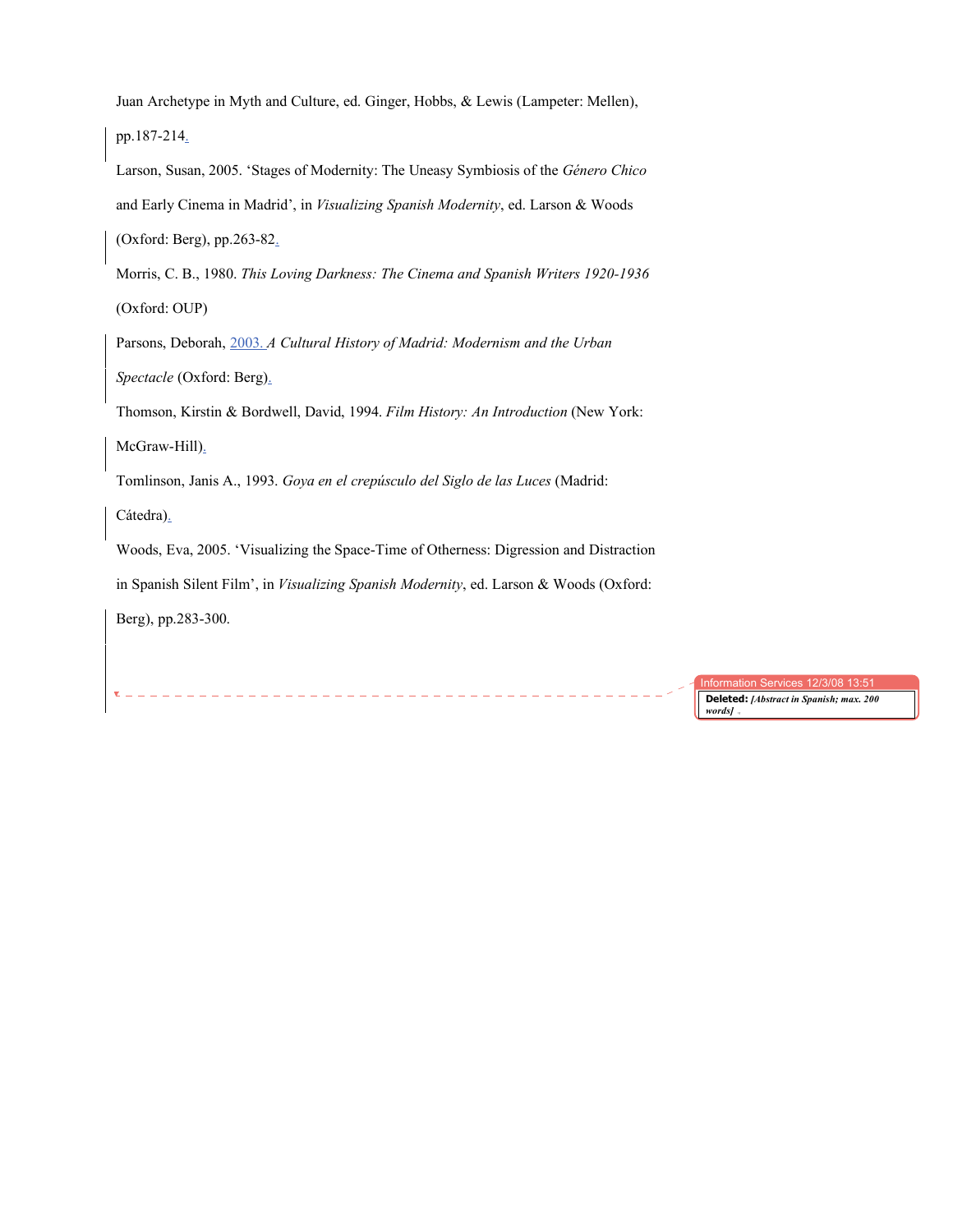Juan Archetype in Myth and Culture, ed. Ginger, Hobbs, & Lewis (Lampeter: Mellen), pp.187-214.

Larson, Susan, 2005. 'Stages of Modernity: The Uneasy Symbiosis of the *Género Chico* and Early Cinema in Madrid', in *Visualizing Spanish Modernity*, ed. Larson & Woods (Oxford: Berg), pp.263-82.

Morris, C. B., 1980. *This Loving Darkness: The Cinema and Spanish Writers 1920-1936* (Oxford: OUP)

Parsons, Deborah, 2003. *A Cultural History of Madrid: Modernism and the Urban Spectacle* (Oxford: Berg).

Thomson, Kirstin & Bordwell, David, 1994. *Film History: An Introduction* (New York: McGraw-Hill).

Tomlinson, Janis A., 1993. *Goya en el crepúsculo del Siglo de las Luces* (Madrid: Cátedra).

Woods, Eva, 2005. 'Visualizing the Space-Time of Otherness: Digression and Distraction in Spanish Silent Film', in *Visualizing Spanish Modernity*, ed. Larson & Woods (Oxford: Berg), pp.283-300.